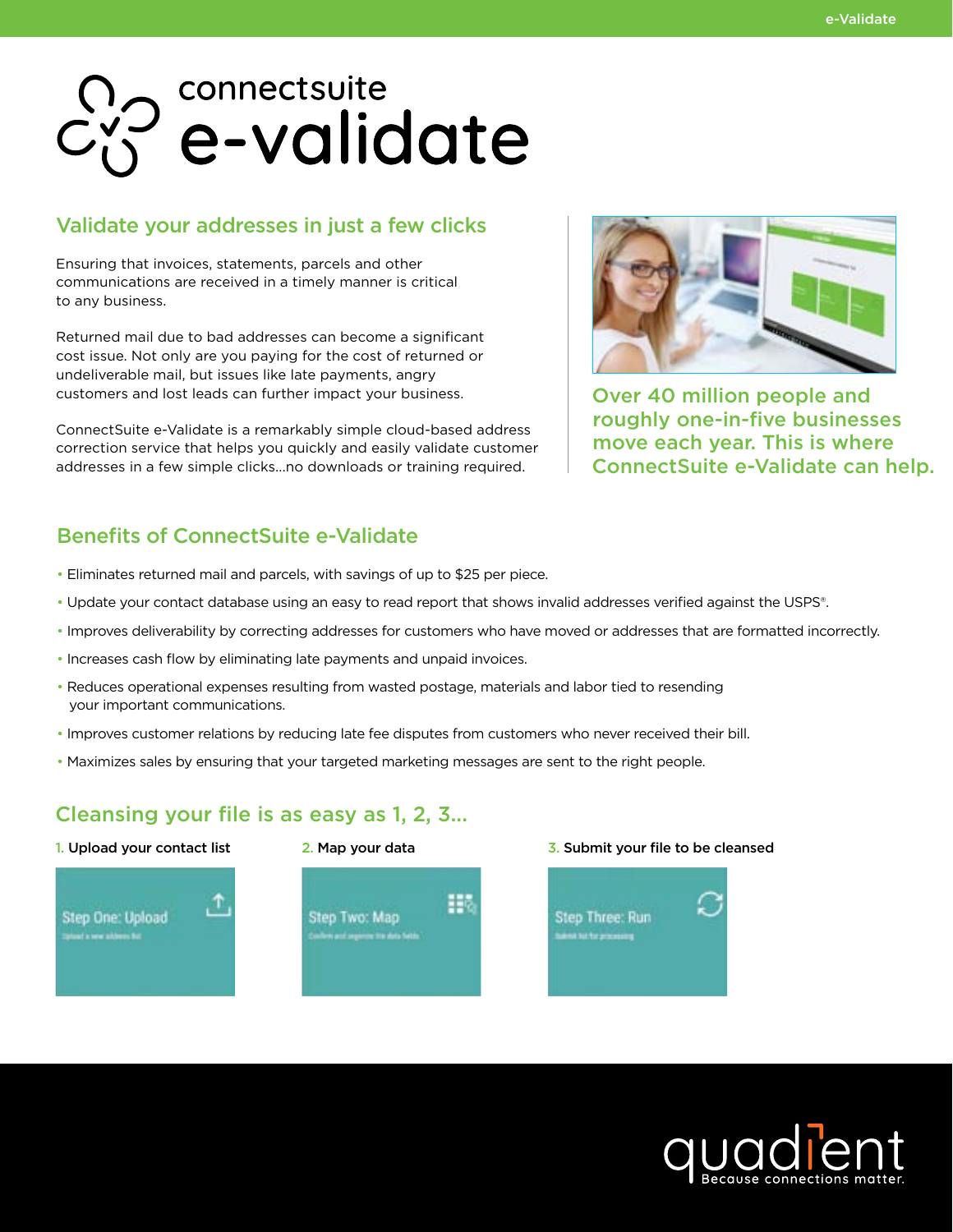# connectsuite e-validate

## Validate your addresses in just a few clicks

Ensuring that invoices, statements, parcels and other communications are received in a timely manner is critical to any business.

Returned mail due to bad addresses can become a significant cost issue. Not only are you paying for the cost of returned or undeliverable mail, but issues like late payments, angry customers and lost leads can further impact your business.

ConnectSuite e-Validate is a remarkably simple cloud-based address correction service that helps you quickly and easily validate customer addresses in a few simple clicks...no downloads or training required.

**Over 40 million people and roughly one-in-five businesses move each year. This is where ConnectSuite e-Validate can help.**

## Benefits of ConnectSuite e-Validate

- Eliminates returned mail and parcels, with savings of up to $25 per piece.
- Update your contact database using an easy to read report that shows invalid addresses verified against the USPS®.
- Improves deliverability by correcting addresses for customers who have moved or addresses that are formatted incorrectly.
- Increases cash flow by eliminating late payments and unpaid invoices.
- Reduces operational expenses resulting from wasted postage, materials and labor tied to resending your important communications.
- Improves customer relations by reducing late fee disputes from customers who never received their bill.
- Maximizes sales by ensuring that your targeted marketing messages are sent to the right people.

## Cleansing your file is as easy as 1, 2, 3...

1. **Upload your contact list**

   Step One: Upload

2. **Map your data**

   Step Two: Map

3. **Submit your file to be cleansed**

   Step Three: Run

quadient
Because connections matter.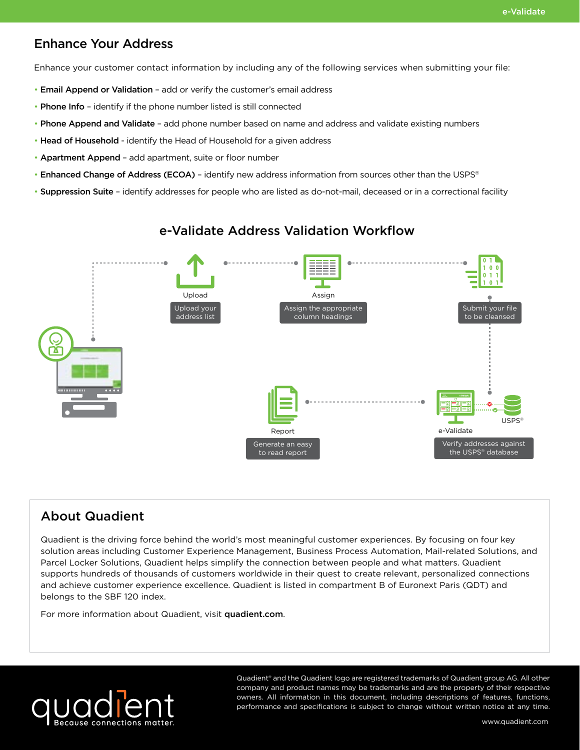## Enhance Your Address

Enhance your customer contact information by including any of the following services when submitting your file:

- **Email Append or Validation** – add or verify the customer's email address
- **Phone Info** – identify if the phone number listed is still connected
- **Phone Append and Validate** – add phone number based on name and address and validate existing numbers
- **Head of Household** - identify the Head of Household for a given address
- **Apartment Append** – add apartment, suite or floor number
- **Enhanced Change of Address (ECOA)** – identify new address information from sources other than the USPS®
- **Suppression Suite** – identify addresses for people who are listed as do-not-mail, deceased or in a correctional facility

### e-Validate Address Validation Workflow

Upload
Upload your address list

Assign
Assign the appropriate column headings

Submit your file to be cleansed

e-Validate
Verify addresses against the USPS® database

USPS®

Report
Generate an easy to read report

## About Quadient

Quadient is the driving force behind the world's most meaningful customer experiences. By focusing on four key solution areas including Customer Experience Management, Business Process Automation, Mail-related Solutions, and Parcel Locker Solutions, Quadient helps simplify the connection between people and what matters. Quadient supports hundreds of thousands of customers worldwide in their quest to create relevant, personalized connections and achieve customer experience excellence. Quadient is listed in compartment B of Euronext Paris (QDT) and belongs to the SBF 120 index.

For more information about Quadient, visit **quadient.com**.

quadient
Because connections matter.

Quadient® and the Quadient logo are registered trademarks of Quadient group AG. All other company and product names may be trademarks and are the property of their respective owners. All information in this document, including descriptions of features, functions, performance and specifications is subject to change without written notice at any time.

www.quadient.com